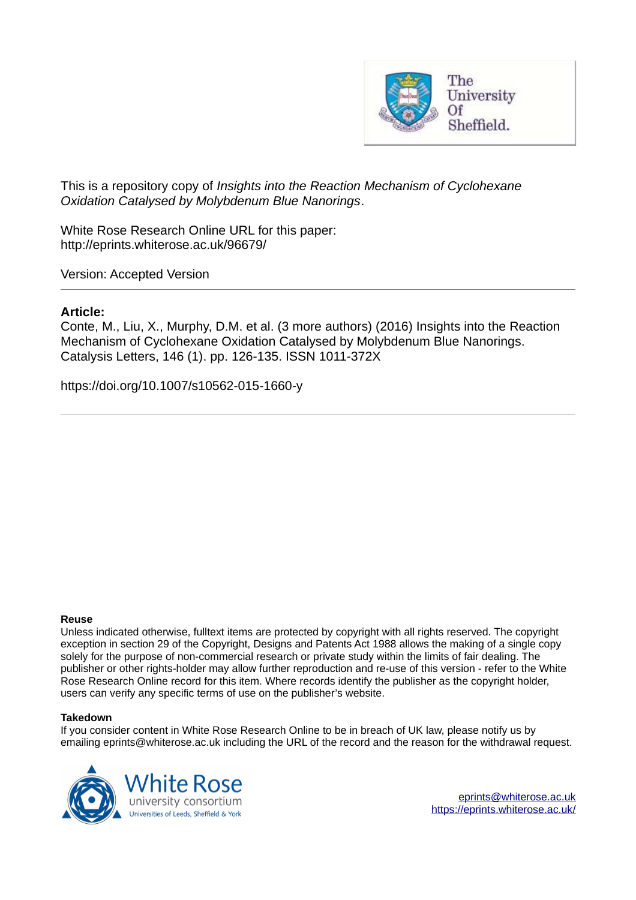The University Of Sheffield.

This is a repository copy of *Insights into the Reaction Mechanism of Cyclohexane Oxidation Catalysed by Molybdenum Blue Nanorings*.

White Rose Research Online URL for this paper:
http://eprints.whiterose.ac.uk/96679/

Version: Accepted Version

---

**Article:**

Conte, M., Liu, X., Murphy, D.M. et al. (3 more authors) (2016) Insights into the Reaction Mechanism of Cyclohexane Oxidation Catalysed by Molybdenum Blue Nanorings. Catalysis Letters, 146 (1). pp. 126-135. ISSN 1011-372X

https://doi.org/10.1007/s10562-015-1660-y

---

**Reuse**

Unless indicated otherwise, fulltext items are protected by copyright with all rights reserved. The copyright exception in section 29 of the Copyright, Designs and Patents Act 1988 allows the making of a single copy solely for the purpose of non-commercial research or private study within the limits of fair dealing. The publisher or other rights-holder may allow further reproduction and re-use of this version - refer to the White Rose Research Online record for this item. Where records identify the publisher as the copyright holder, users can verify any specific terms of use on the publisher's website.

**Takedown**

If you consider content in White Rose Research Online to be in breach of UK law, please notify us by emailing eprints@whiterose.ac.uk including the URL of the record and the reason for the withdrawal request.

White Rose university consortium
Universities of Leeds, Sheffield & York

eprints@whiterose.ac.uk
https://eprints.whiterose.ac.uk/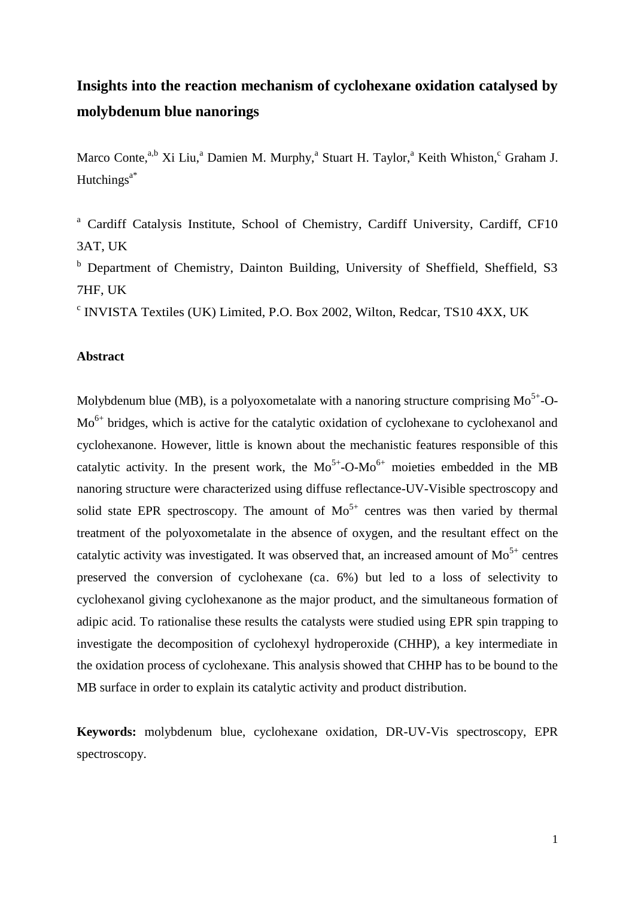# Insights into the reaction mechanism of cyclohexane oxidation catalysed by molybdenum blue nanorings

Marco Conte,[a,b] Xi Liu,[a] Damien M. Murphy,[a] Stuart H. Taylor,[a] Keith Whiston,[c] Graham J. Hutchings[a*]

[a] Cardiff Catalysis Institute, School of Chemistry, Cardiff University, Cardiff, CF10 3AT, UK

[b] Department of Chemistry, Dainton Building, University of Sheffield, Sheffield, S3 7HF, UK

[c] INVISTA Textiles (UK) Limited, P.O. Box 2002, Wilton, Redcar, TS10 4XX, UK

## Abstract

Molybdenum blue (MB), is a polyoxometalate with a nanoring structure comprising $Mo^{5+}$-O-$Mo^{6+}$ bridges, which is active for the catalytic oxidation of cyclohexane to cyclohexanol and cyclohexanone. However, little is known about the mechanistic features responsible of this catalytic activity. In the present work, the $Mo^{5+}$-O-$Mo^{6+}$ moieties embedded in the MB nanoring structure were characterized using diffuse reflectance-UV-Visible spectroscopy and solid state EPR spectroscopy. The amount of $Mo^{5+}$ centres was then varied by thermal treatment of the polyoxometalate in the absence of oxygen, and the resultant effect on the catalytic activity was investigated. It was observed that, an increased amount of $Mo^{5+}$ centres preserved the conversion of cyclohexane (ca. 6%) but led to a loss of selectivity to cyclohexanol giving cyclohexanone as the major product, and the simultaneous formation of adipic acid. To rationalise these results the catalysts were studied using EPR spin trapping to investigate the decomposition of cyclohexyl hydroperoxide (CHHP), a key intermediate in the oxidation process of cyclohexane. This analysis showed that CHHP has to be bound to the MB surface in order to explain its catalytic activity and product distribution.

**Keywords:** molybdenum blue, cyclohexane oxidation, DR-UV-Vis spectroscopy, EPR spectroscopy.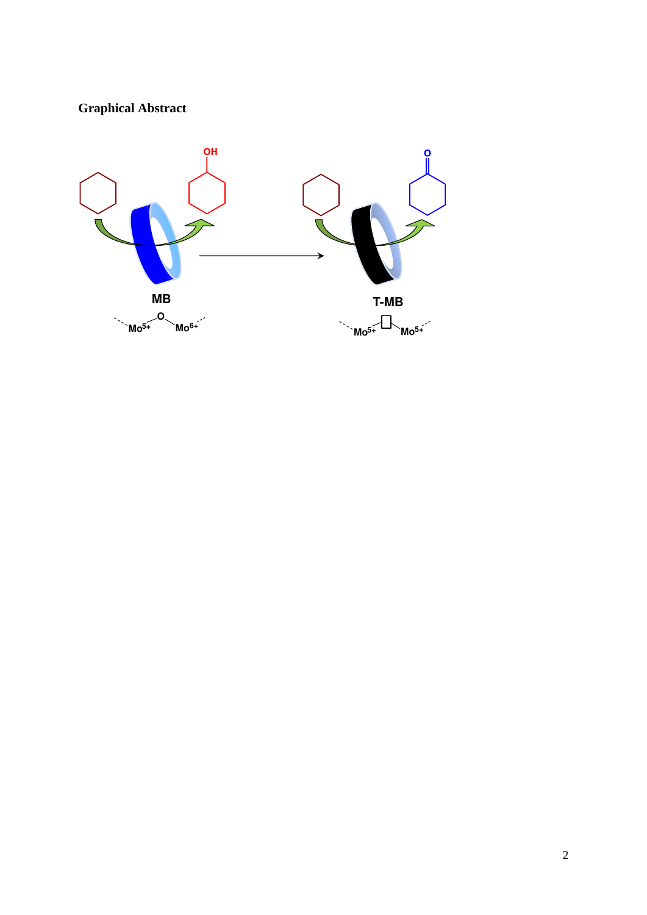## Graphical Abstract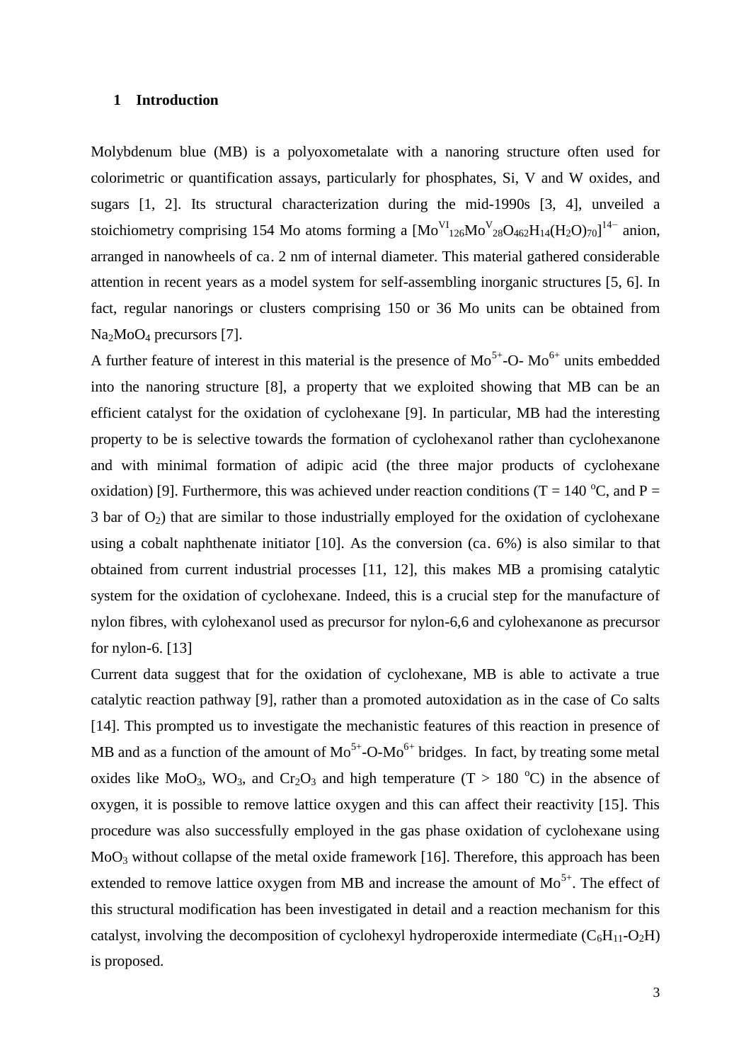## 1 Introduction

Molybdenum blue (MB) is a polyoxometalate with a nanoring structure often used for colorimetric or quantification assays, particularly for phosphates, Si, V and W oxides, and sugars [1, 2]. Its structural characterization during the mid-1990s [3, 4], unveiled a stoichiometry comprising 154 Mo atoms forming a $[Mo^{VI}_{126}Mo^{V}_{28}O_{462}H_{14}(H_2O)_{70}]^{14-}$ anion, arranged in nanowheels of ca. 2 nm of internal diameter. This material gathered considerable attention in recent years as a model system for self-assembling inorganic structures [5, 6]. In fact, regular nanorings or clusters comprising 150 or 36 Mo units can be obtained from $Na_2MoO_4$ precursors [7].

A further feature of interest in this material is the presence of $Mo^{5+}$-O- $Mo^{6+}$ units embedded into the nanoring structure [8], a property that we exploited showing that MB can be an efficient catalyst for the oxidation of cyclohexane [9]. In particular, MB had the interesting property to be is selective towards the formation of cyclohexanol rather than cyclohexanone and with minimal formation of adipic acid (the three major products of cyclohexane oxidation) [9]. Furthermore, this was achieved under reaction conditions (T = 140 °C, and P = 3 bar of $O_2$) that are similar to those industrially employed for the oxidation of cyclohexane using a cobalt naphthenate initiator [10]. As the conversion (ca. 6%) is also similar to that obtained from current industrial processes [11, 12], this makes MB a promising catalytic system for the oxidation of cyclohexane. Indeed, this is a crucial step for the manufacture of nylon fibres, with cylohexanol used as precursor for nylon-6,6 and cylohexanone as precursor for nylon-6. [13]

Current data suggest that for the oxidation of cyclohexane, MB is able to activate a true catalytic reaction pathway [9], rather than a promoted autoxidation as in the case of Co salts [14]. This prompted us to investigate the mechanistic features of this reaction in presence of MB and as a function of the amount of $Mo^{5+}$-O-$Mo^{6+}$ bridges. In fact, by treating some metal oxides like $MoO_3$, $WO_3$, and $Cr_2O_3$ and high temperature (T > 180 °C) in the absence of oxygen, it is possible to remove lattice oxygen and this can affect their reactivity [15]. This procedure was also successfully employed in the gas phase oxidation of cyclohexane using $MoO_3$ without collapse of the metal oxide framework [16]. Therefore, this approach has been extended to remove lattice oxygen from MB and increase the amount of $Mo^{5+}$. The effect of this structural modification has been investigated in detail and a reaction mechanism for this catalyst, involving the decomposition of cyclohexyl hydroperoxide intermediate ($C_6H_{11}$-$O_2H$) is proposed.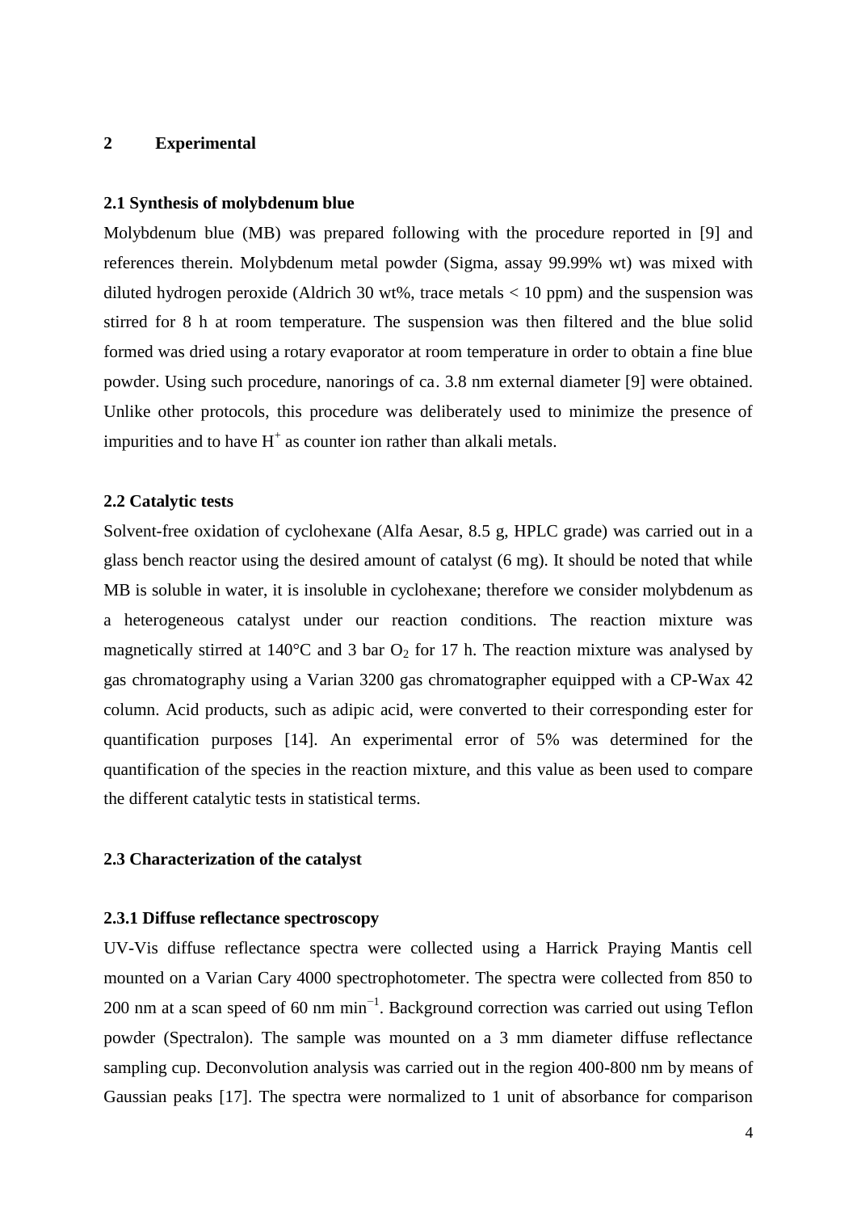## 2 Experimental

### 2.1 Synthesis of molybdenum blue

Molybdenum blue (MB) was prepared following with the procedure reported in [9] and references therein. Molybdenum metal powder (Sigma, assay 99.99% wt) was mixed with diluted hydrogen peroxide (Aldrich 30 wt%, trace metals < 10 ppm) and the suspension was stirred for 8 h at room temperature. The suspension was then filtered and the blue solid formed was dried using a rotary evaporator at room temperature in order to obtain a fine blue powder. Using such procedure, nanorings of ca. 3.8 nm external diameter [9] were obtained. Unlike other protocols, this procedure was deliberately used to minimize the presence of impurities and to have $H^+$ as counter ion rather than alkali metals.

### 2.2 Catalytic tests

Solvent-free oxidation of cyclohexane (Alfa Aesar, 8.5 g, HPLC grade) was carried out in a glass bench reactor using the desired amount of catalyst (6 mg). It should be noted that while MB is soluble in water, it is insoluble in cyclohexane; therefore we consider molybdenum as a heterogeneous catalyst under our reaction conditions. The reaction mixture was magnetically stirred at 140°C and 3 bar $O_2$ for 17 h. The reaction mixture was analysed by gas chromatography using a Varian 3200 gas chromatographer equipped with a CP-Wax 42 column. Acid products, such as adipic acid, were converted to their corresponding ester for quantification purposes [14]. An experimental error of 5% was determined for the quantification of the species in the reaction mixture, and this value as been used to compare the different catalytic tests in statistical terms.

### 2.3 Characterization of the catalyst

#### 2.3.1 Diffuse reflectance spectroscopy

UV-Vis diffuse reflectance spectra were collected using a Harrick Praying Mantis cell mounted on a Varian Cary 4000 spectrophotometer. The spectra were collected from 850 to 200 nm at a scan speed of 60 nm min$^{-1}$. Background correction was carried out using Teflon powder (Spectralon). The sample was mounted on a 3 mm diameter diffuse reflectance sampling cup. Deconvolution analysis was carried out in the region 400-800 nm by means of Gaussian peaks [17]. The spectra were normalized to 1 unit of absorbance for comparison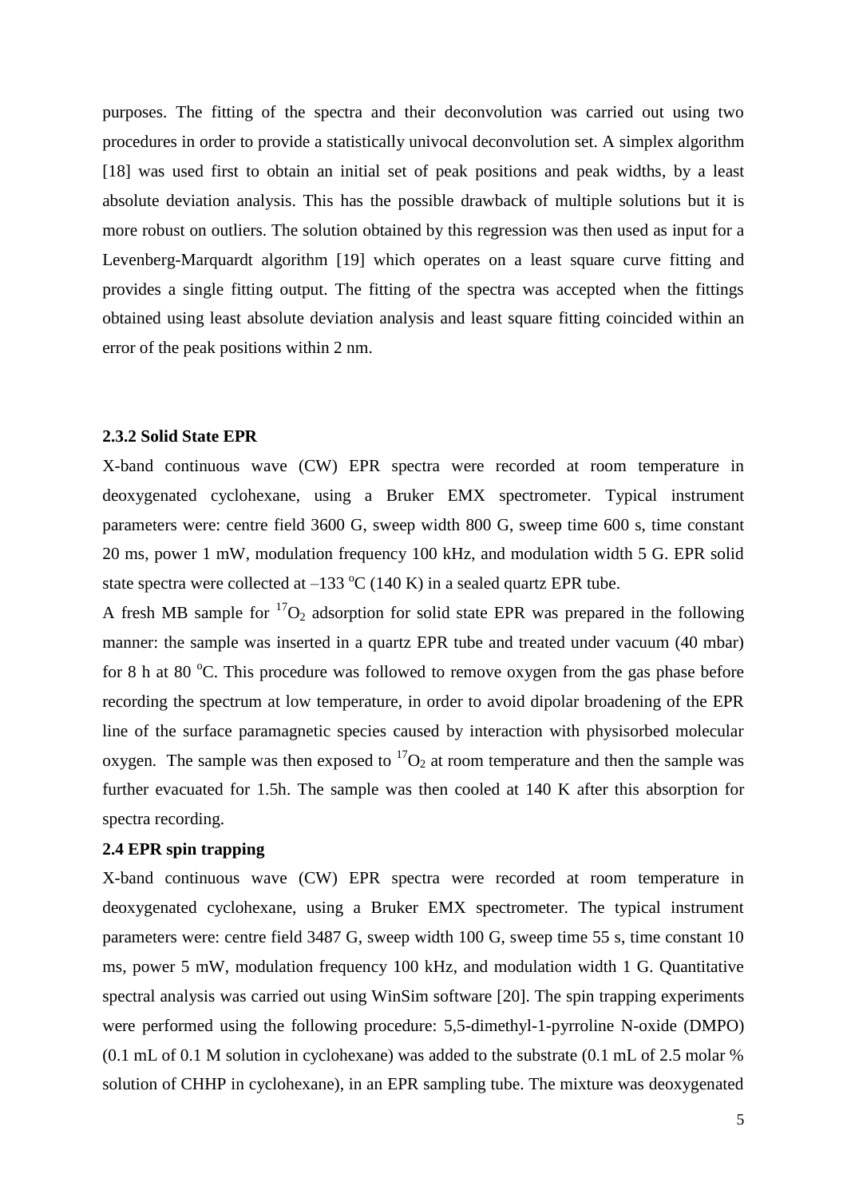purposes. The fitting of the spectra and their deconvolution was carried out using two procedures in order to provide a statistically univocal deconvolution set. A simplex algorithm [18] was used first to obtain an initial set of peak positions and peak widths, by a least absolute deviation analysis. This has the possible drawback of multiple solutions but it is more robust on outliers. The solution obtained by this regression was then used as input for a Levenberg-Marquardt algorithm [19] which operates on a least square curve fitting and provides a single fitting output. The fitting of the spectra was accepted when the fittings obtained using least absolute deviation analysis and least square fitting coincided within an error of the peak positions within 2 nm.

### 2.3.2 Solid State EPR

X-band continuous wave (CW) EPR spectra were recorded at room temperature in deoxygenated cyclohexane, using a Bruker EMX spectrometer. Typical instrument parameters were: centre field 3600 G, sweep width 800 G, sweep time 600 s, time constant 20 ms, power 1 mW, modulation frequency 100 kHz, and modulation width 5 G. EPR solid state spectra were collected at –133 $^{o}$C (140 K) in a sealed quartz EPR tube.

A fresh MB sample for $^{17}O_2$ adsorption for solid state EPR was prepared in the following manner: the sample was inserted in a quartz EPR tube and treated under vacuum (40 mbar) for 8 h at 80 $^{o}$C. This procedure was followed to remove oxygen from the gas phase before recording the spectrum at low temperature, in order to avoid dipolar broadening of the EPR line of the surface paramagnetic species caused by interaction with physisorbed molecular oxygen. The sample was then exposed to $^{17}O_2$ at room temperature and then the sample was further evacuated for 1.5h. The sample was then cooled at 140 K after this absorption for spectra recording.

### 2.4 EPR spin trapping

X-band continuous wave (CW) EPR spectra were recorded at room temperature in deoxygenated cyclohexane, using a Bruker EMX spectrometer. The typical instrument parameters were: centre field 3487 G, sweep width 100 G, sweep time 55 s, time constant 10 ms, power 5 mW, modulation frequency 100 kHz, and modulation width 1 G. Quantitative spectral analysis was carried out using WinSim software [20]. The spin trapping experiments were performed using the following procedure: 5,5-dimethyl-1-pyrroline N-oxide (DMPO) (0.1 mL of 0.1 M solution in cyclohexane) was added to the substrate (0.1 mL of 2.5 molar % solution of CHHP in cyclohexane), in an EPR sampling tube. The mixture was deoxygenated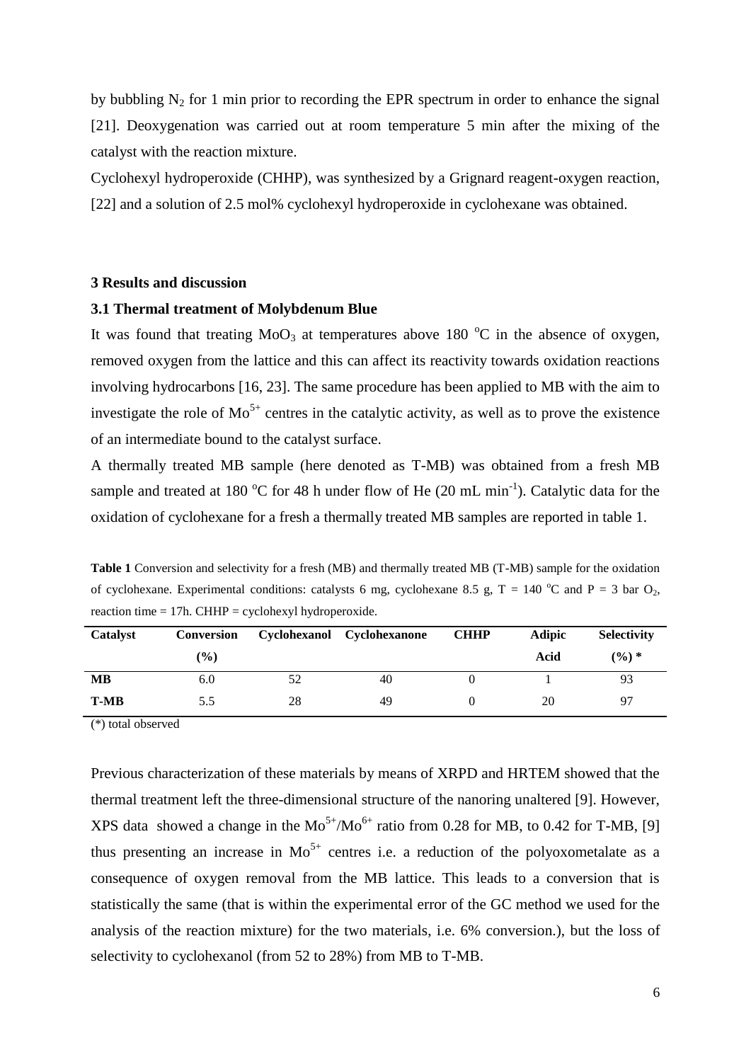by bubbling $N_2$ for 1 min prior to recording the EPR spectrum in order to enhance the signal [21]. Deoxygenation was carried out at room temperature 5 min after the mixing of the catalyst with the reaction mixture.

Cyclohexyl hydroperoxide (CHHP), was synthesized by a Grignard reagent-oxygen reaction, [22] and a solution of 2.5 mol% cyclohexyl hydroperoxide in cyclohexane was obtained.

## 3 Results and discussion

### 3.1 Thermal treatment of Molybdenum Blue

It was found that treating $MoO_3$ at temperatures above 180 $^oC$ in the absence of oxygen, removed oxygen from the lattice and this can affect its reactivity towards oxidation reactions involving hydrocarbons [16, 23]. The same procedure has been applied to MB with the aim to investigate the role of $Mo^{5+}$ centres in the catalytic activity, as well as to prove the existence of an intermediate bound to the catalyst surface.

A thermally treated MB sample (here denoted as T-MB) was obtained from a fresh MB sample and treated at 180 $^oC$ for 48 h under flow of He (20 mL $min^{-1}$). Catalytic data for the oxidation of cyclohexane for a fresh a thermally treated MB samples are reported in table 1.

**Table 1** Conversion and selectivity for a fresh (MB) and thermally treated MB (T-MB) sample for the oxidation of cyclohexane. Experimental conditions: catalysts 6 mg, cyclohexane 8.5 g, T = 140 $^oC$ and P = 3 bar $O_2$, reaction time = 17h. CHHP = cyclohexyl hydroperoxide.

| Catalyst | Conversion (%) | Cyclohexanol | Cyclohexanone | CHHP | Adipic Acid | Selectivity (%) * |
|---|---|---|---|---|---|---|
| **MB** | 6.0 | 52 | 40 | 0 | 1 | 93 |
| **T-MB** | 5.5 | 28 | 49 | 0 | 20 | 97 |

(*) total observed

Previous characterization of these materials by means of XRPD and HRTEM showed that the thermal treatment left the three-dimensional structure of the nanoring unaltered [9]. However, XPS data showed a change in the $Mo^{5+}/Mo^{6+}$ ratio from 0.28 for MB, to 0.42 for T-MB, [9] thus presenting an increase in $Mo^{5+}$ centres i.e. a reduction of the polyoxometalate as a consequence of oxygen removal from the MB lattice. This leads to a conversion that is statistically the same (that is within the experimental error of the GC method we used for the analysis of the reaction mixture) for the two materials, i.e. 6% conversion.), but the loss of selectivity to cyclohexanol (from 52 to 28%) from MB to T-MB.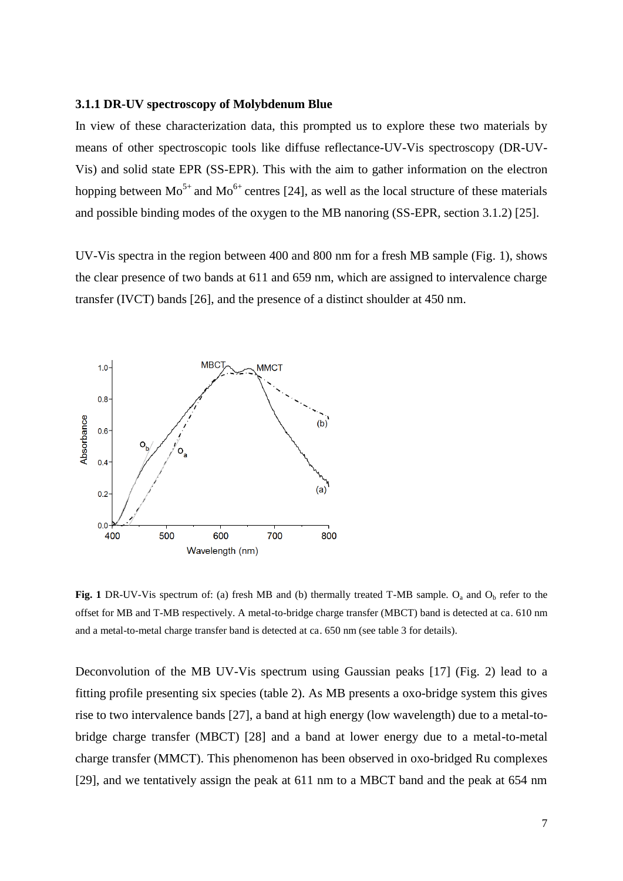### 3.1.1 DR-UV spectroscopy of Molybdenum Blue

In view of these characterization data, this prompted us to explore these two materials by means of other spectroscopic tools like diffuse reflectance-UV-Vis spectroscopy (DR-UV-Vis) and solid state EPR (SS-EPR). This with the aim to gather information on the electron hopping between $Mo^{5+}$ and $Mo^{6+}$ centres [24], as well as the local structure of these materials and possible binding modes of the oxygen to the MB nanoring (SS-EPR, section 3.1.2) [25].

UV-Vis spectra in the region between 400 and 800 nm for a fresh MB sample (Fig. 1), shows the clear presence of two bands at 611 and 659 nm, which are assigned to intervalence charge transfer (IVCT) bands [26], and the presence of a distinct shoulder at 450 nm.

**Fig. 1** DR-UV-Vis spectrum of: (a) fresh MB and (b) thermally treated T-MB sample. $O_a$ and $O_b$ refer to the offset for MB and T-MB respectively. A metal-to-bridge charge transfer (MBCT) band is detected at ca. 610 nm and a metal-to-metal charge transfer band is detected at ca. 650 nm (see table 3 for details).

Deconvolution of the MB UV-Vis spectrum using Gaussian peaks [17] (Fig. 2) lead to a fitting profile presenting six species (table 2). As MB presents a oxo-bridge system this gives rise to two intervalence bands [27], a band at high energy (low wavelength) due to a metal-to-bridge charge transfer (MBCT) [28] and a band at lower energy due to a metal-to-metal charge transfer (MMCT). This phenomenon has been observed in oxo-bridged Ru complexes [29], and we tentatively assign the peak at 611 nm to a MBCT band and the peak at 654 nm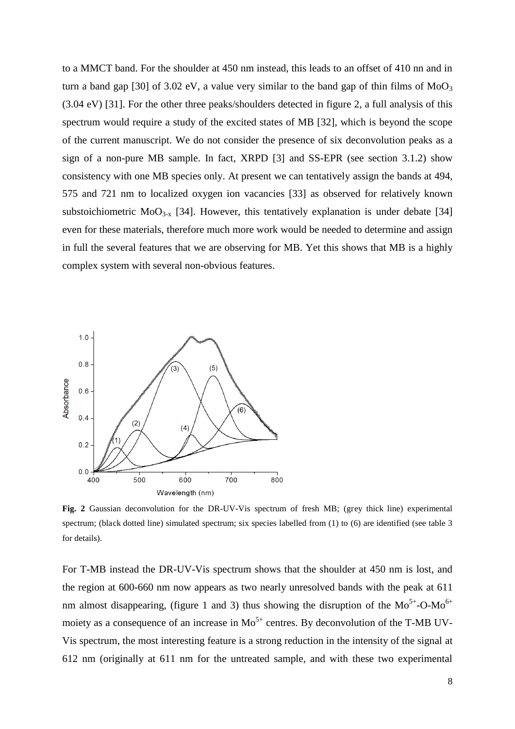to a MMCT band. For the shoulder at 450 nm instead, this leads to an offset of 410 nn and in turn a band gap [30] of 3.02 eV, a value very similar to the band gap of thin films of $MoO_3$ (3.04 eV) [31]. For the other three peaks/shoulders detected in figure 2, a full analysis of this spectrum would require a study of the excited states of MB [32], which is beyond the scope of the current manuscript. We do not consider the presence of six deconvolution peaks as a sign of a non-pure MB sample. In fact, XRPD [3] and SS-EPR (see section 3.1.2) show consistency with one MB species only. At present we can tentatively assign the bands at 494, 575 and 721 nm to localized oxygen ion vacancies [33] as observed for relatively known substoichiometric $MoO_{3-x}$ [34]. However, this tentatively explanation is under debate [34] even for these materials, therefore much more work would be needed to determine and assign in full the several features that we are observing for MB. Yet this shows that MB is a highly complex system with several non-obvious features.

**Fig. 2** Gaussian deconvolution for the DR-UV-Vis spectrum of fresh MB; (grey thick line) experimental spectrum; (black dotted line) simulated spectrum; six species labelled from (1) to (6) are identified (see table 3 for details).

For T-MB instead the DR-UV-Vis spectrum shows that the shoulder at 450 nm is lost, and the region at 600-660 nm now appears as two nearly unresolved bands with the peak at 611 nm almost disappearing, (figure 1 and 3) thus showing the disruption of the $Mo^{5+}$-O-$Mo^{6+}$ moiety as a consequence of an increase in $Mo^{5+}$ centres. By deconvolution of the T-MB UV-Vis spectrum, the most interesting feature is a strong reduction in the intensity of the signal at 612 nm (originally at 611 nm for the untreated sample, and with these two experimental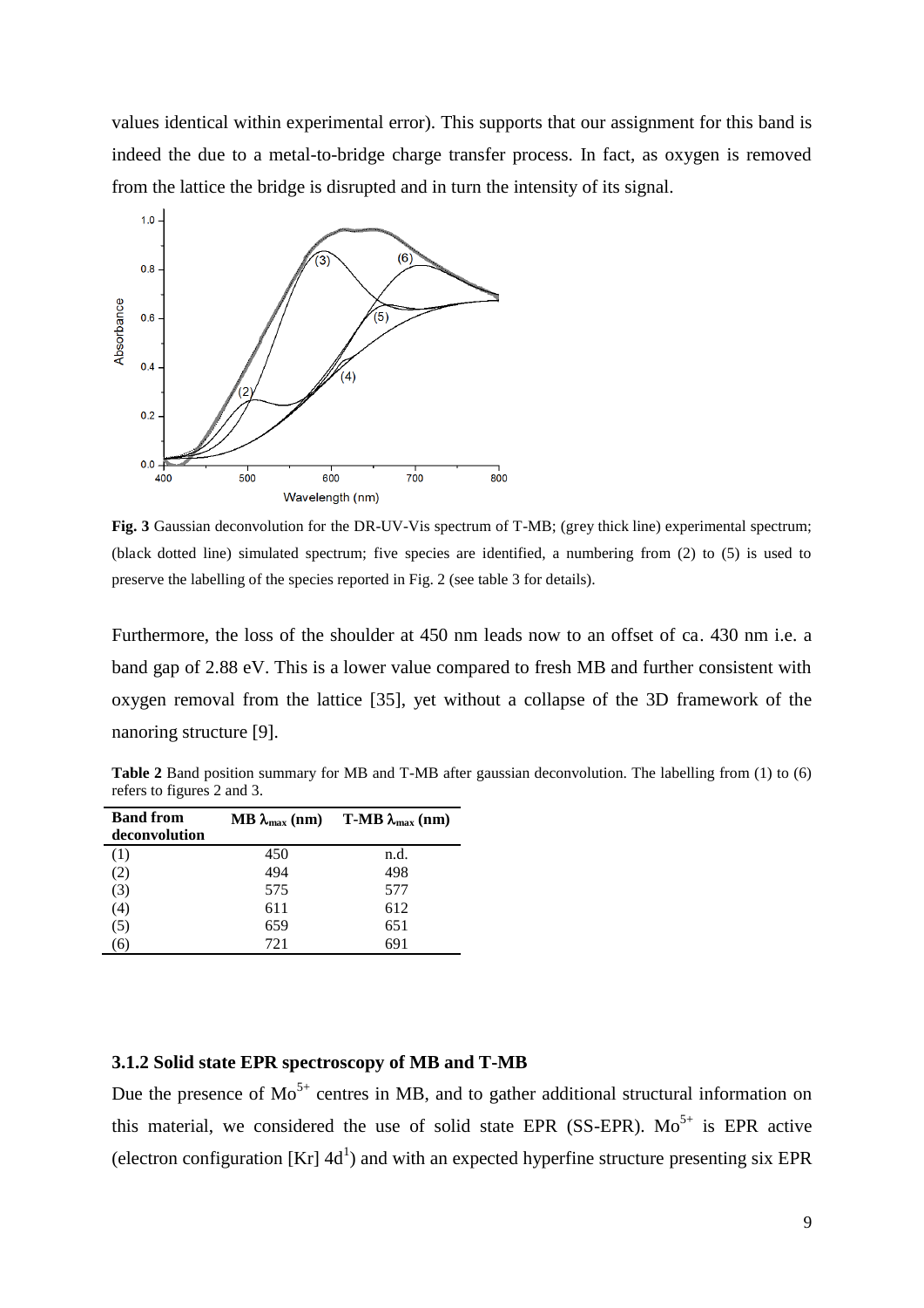values identical within experimental error). This supports that our assignment for this band is indeed the due to a metal-to-bridge charge transfer process. In fact, as oxygen is removed from the lattice the bridge is disrupted and in turn the intensity of its signal.

**Fig. 3** Gaussian deconvolution for the DR-UV-Vis spectrum of T-MB; (grey thick line) experimental spectrum; (black dotted line) simulated spectrum; five species are identified, a numbering from (2) to (5) is used to preserve the labelling of the species reported in Fig. 2 (see table 3 for details).

Furthermore, the loss of the shoulder at 450 nm leads now to an offset of ca. 430 nm i.e. a band gap of 2.88 eV. This is a lower value compared to fresh MB and further consistent with oxygen removal from the lattice [35], yet without a collapse of the 3D framework of the nanoring structure [9].

**Table 2** Band position summary for MB and T-MB after gaussian deconvolution. The labelling from (1) to (6) refers to figures 2 and 3.

| Band from deconvolution | MB $\lambda_{max}$ (nm) | T-MB $\lambda_{max}$ (nm) |
|---|---|---|
| (1) | 450 | n.d. |
| (2) | 494 | 498 |
| (3) | 575 | 577 |
| (4) | 611 | 612 |
| (5) | 659 | 651 |
| (6) | 721 | 691 |

### 3.1.2 Solid state EPR spectroscopy of MB and T-MB

Due the presence of $Mo^{5+}$ centres in MB, and to gather additional structural information on this material, we considered the use of solid state EPR (SS-EPR). $Mo^{5+}$ is EPR active (electron configuration [Kr] $4d^1$) and with an expected hyperfine structure presenting six EPR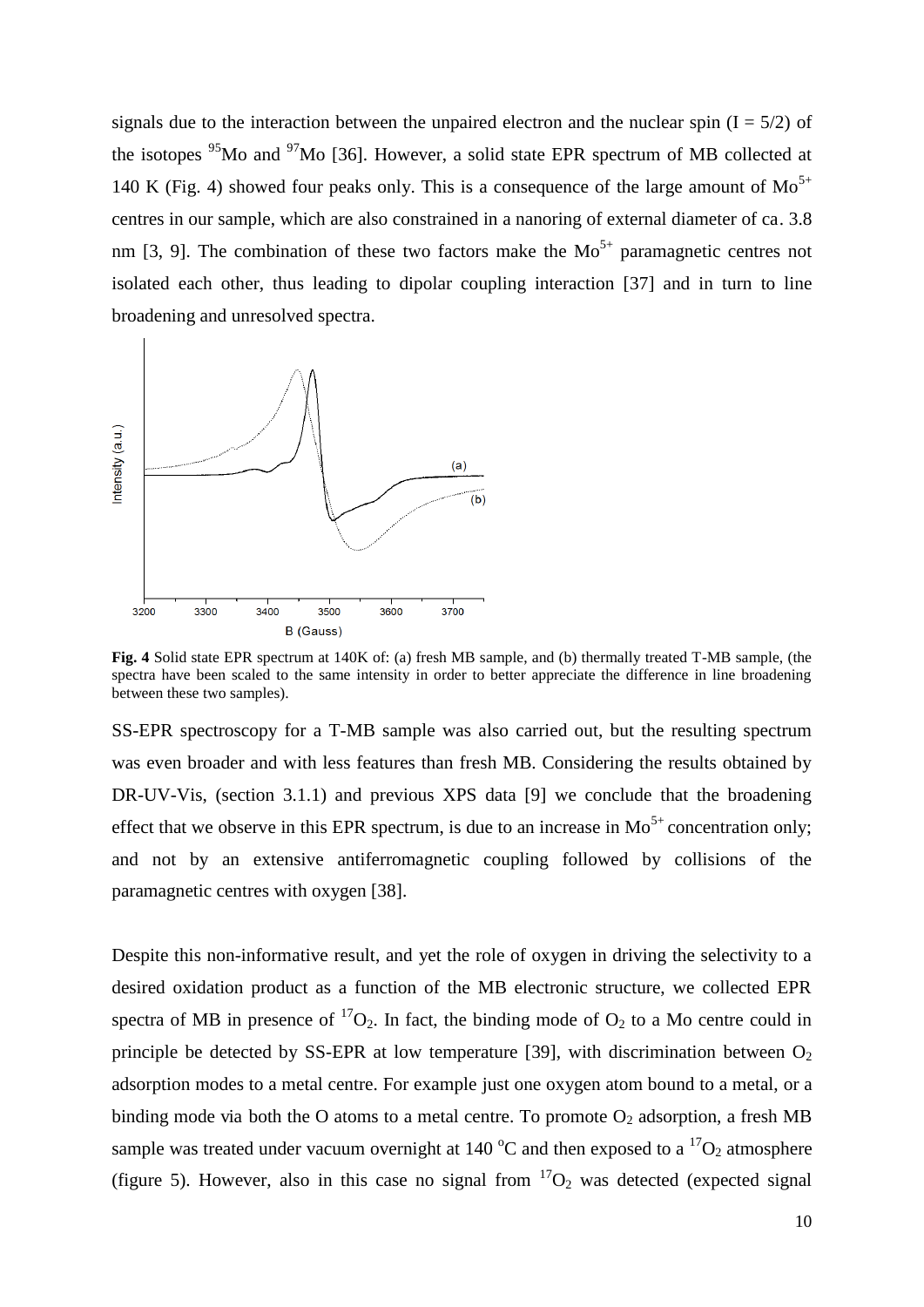signals due to the interaction between the unpaired electron and the nuclear spin (I = 5/2) of the isotopes $^{95}Mo$ and $^{97}Mo$ [36]. However, a solid state EPR spectrum of MB collected at 140 K (Fig. 4) showed four peaks only. This is a consequence of the large amount of $Mo^{5+}$ centres in our sample, which are also constrained in a nanoring of external diameter of ca. 3.8 nm [3, 9]. The combination of these two factors make the $Mo^{5+}$ paramagnetic centres not isolated each other, thus leading to dipolar coupling interaction [37] and in turn to line broadening and unresolved spectra.

**Fig. 4** Solid state EPR spectrum at 140K of: (a) fresh MB sample, and (b) thermally treated T-MB sample, (the spectra have been scaled to the same intensity in order to better appreciate the difference in line broadening between these two samples).

SS-EPR spectroscopy for a T-MB sample was also carried out, but the resulting spectrum was even broader and with less features than fresh MB. Considering the results obtained by DR-UV-Vis, (section 3.1.1) and previous XPS data [9] we conclude that the broadening effect that we observe in this EPR spectrum, is due to an increase in $Mo^{5+}$ concentration only; and not by an extensive antiferromagnetic coupling followed by collisions of the paramagnetic centres with oxygen [38].

Despite this non-informative result, and yet the role of oxygen in driving the selectivity to a desired oxidation product as a function of the MB electronic structure, we collected EPR spectra of MB in presence of $^{17}O_2$. In fact, the binding mode of $O_2$ to a Mo centre could in principle be detected by SS-EPR at low temperature [39], with discrimination between $O_2$ adsorption modes to a metal centre. For example just one oxygen atom bound to a metal, or a binding mode via both the O atoms to a metal centre. To promote $O_2$ adsorption, a fresh MB sample was treated under vacuum overnight at 140 °C and then exposed to a $^{17}O_2$ atmosphere (figure 5). However, also in this case no signal from $^{17}O_2$ was detected (expected signal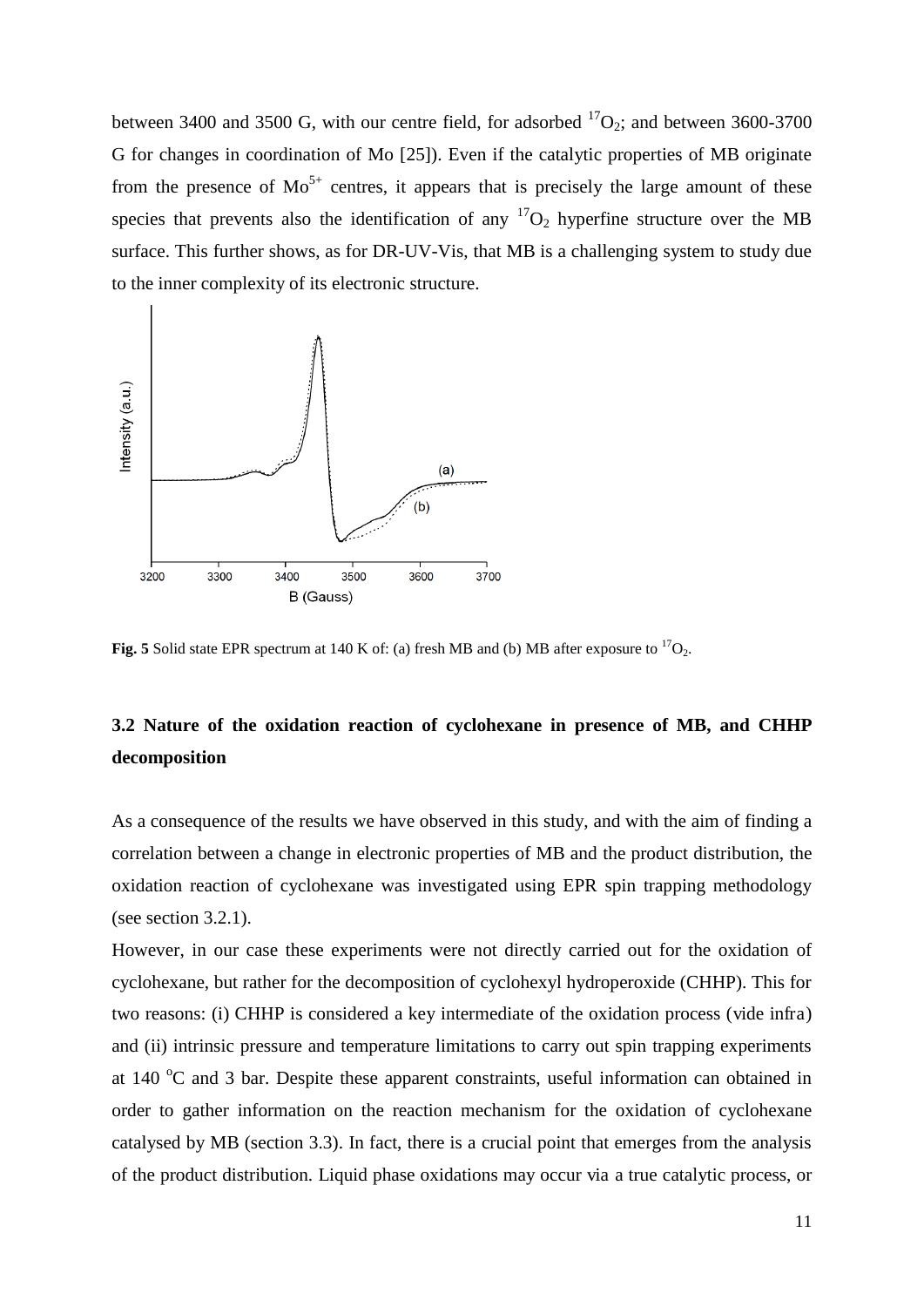between 3400 and 3500 G, with our centre field, for adsorbed $^{17}O_2$; and between 3600-3700 G for changes in coordination of Mo [25]). Even if the catalytic properties of MB originate from the presence of $Mo^{5+}$ centres, it appears that is precisely the large amount of these species that prevents also the identification of any $^{17}O_2$ hyperfine structure over the MB surface. This further shows, as for DR-UV-Vis, that MB is a challenging system to study due to the inner complexity of its electronic structure.

**Fig. 5** Solid state EPR spectrum at 140 K of: (a) fresh MB and (b) MB after exposure to $^{17}O_2$.

## 3.2 Nature of the oxidation reaction of cyclohexane in presence of MB, and CHHP decomposition

As a consequence of the results we have observed in this study, and with the aim of finding a correlation between a change in electronic properties of MB and the product distribution, the oxidation reaction of cyclohexane was investigated using EPR spin trapping methodology (see section 3.2.1).

However, in our case these experiments were not directly carried out for the oxidation of cyclohexane, but rather for the decomposition of cyclohexyl hydroperoxide (CHHP). This for two reasons: (i) CHHP is considered a key intermediate of the oxidation process (vide infra) and (ii) intrinsic pressure and temperature limitations to carry out spin trapping experiments at 140 °C and 3 bar. Despite these apparent constraints, useful information can obtained in order to gather information on the reaction mechanism for the oxidation of cyclohexane catalysed by MB (section 3.3). In fact, there is a crucial point that emerges from the analysis of the product distribution. Liquid phase oxidations may occur via a true catalytic process, or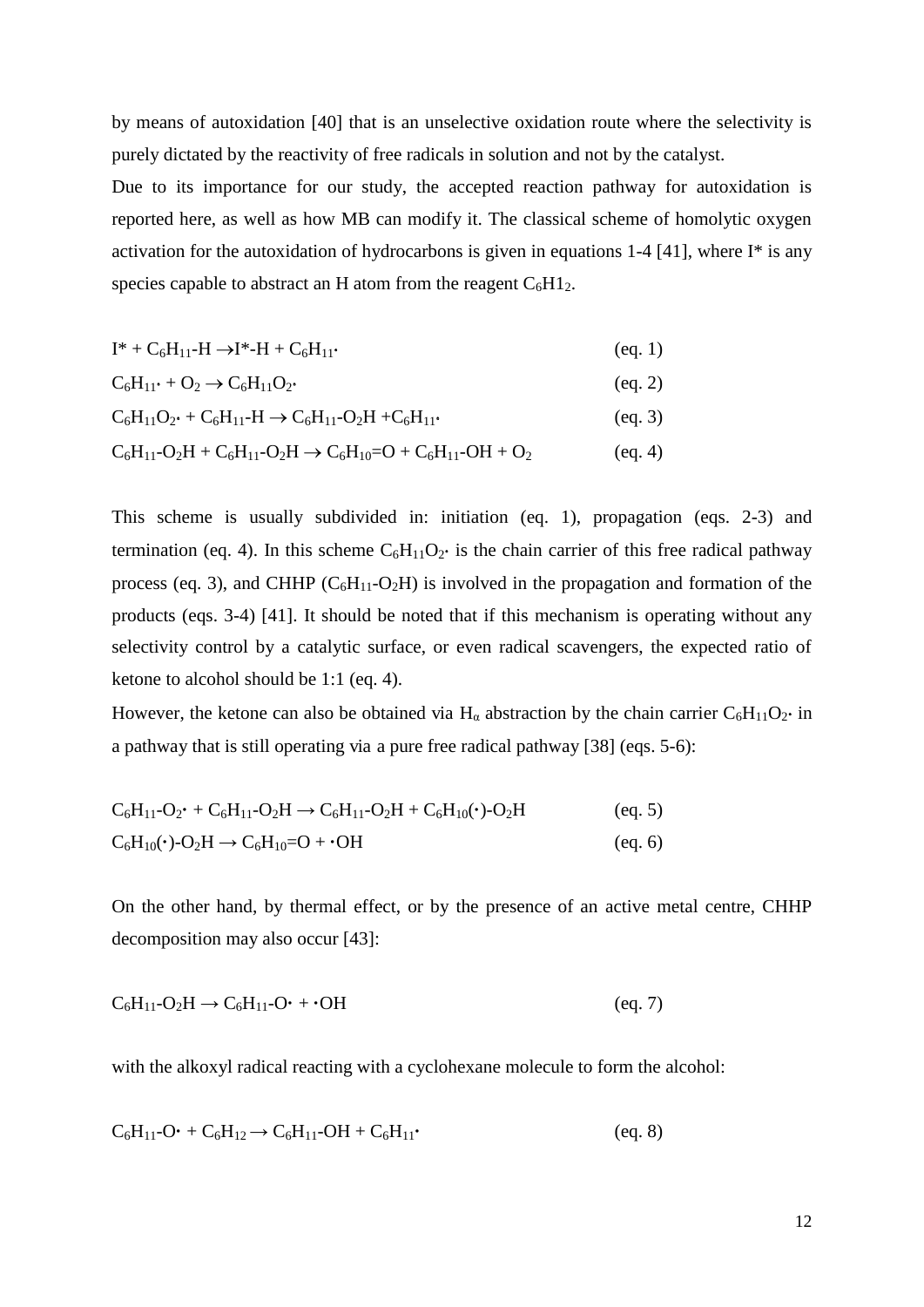by means of autoxidation [40] that is an unselective oxidation route where the selectivity is purely dictated by the reactivity of free radicals in solution and not by the catalyst.

Due to its importance for our study, the accepted reaction pathway for autoxidation is reported here, as well as how MB can modify it. The classical scheme of homolytic oxygen activation for the autoxidation of hydrocarbons is given in equations 1-4 [41], where I* is any species capable to abstract an H atom from the reagent $C_6H1_2$.

$$I^* + C_6H_{11}\text{-}H \rightarrow I^*\text{-}H + C_6H_{11}\cdot \quad \text{(eq. 1)}$$

$$C_6H_{11}\cdot + O_2 \rightarrow C_6H_{11}O_2\cdot \quad \text{(eq. 2)}$$

$$C_6H_{11}O_2\cdot + C_6H_{11}\text{-}H \rightarrow C_6H_{11}\text{-}O_2H + C_6H_{11}\cdot \quad \text{(eq. 3)}$$

$$C_6H_{11}\text{-}O_2H + C_6H_{11}\text{-}O_2H \rightarrow C_6H_{10}{=}O + C_6H_{11}\text{-}OH + O_2 \quad \text{(eq. 4)}$$

This scheme is usually subdivided in: initiation (eq. 1), propagation (eqs. 2-3) and termination (eq. 4). In this scheme $C_6H_{11}O_2\cdot$ is the chain carrier of this free radical pathway process (eq. 3), and CHHP ($C_6H_{11}\text{-}O_2H$) is involved in the propagation and formation of the products (eqs. 3-4) [41]. It should be noted that if this mechanism is operating without any selectivity control by a catalytic surface, or even radical scavengers, the expected ratio of ketone to alcohol should be 1:1 (eq. 4).

However, the ketone can also be obtained via $H_\alpha$ abstraction by the chain carrier $C_6H_{11}O_2\cdot$ in a pathway that is still operating via a pure free radical pathway [38] (eqs. 5-6):

$$C_6H_{11}\text{-}O_2\cdot + C_6H_{11}\text{-}O_2H \rightarrow C_6H_{11}\text{-}O_2H + C_6H_{10}(\cdot)\text{-}O_2H \quad \text{(eq. 5)}$$

$$C_6H_{10}(\cdot)\text{-}O_2H \rightarrow C_6H_{10}{=}O + \cdot OH \quad \text{(eq. 6)}$$

On the other hand, by thermal effect, or by the presence of an active metal centre, CHHP decomposition may also occur [43]:

$$C_6H_{11}\text{-}O_2H \rightarrow C_6H_{11}\text{-}O\cdot + \cdot OH \quad \text{(eq. 7)}$$

with the alkoxyl radical reacting with a cyclohexane molecule to form the alcohol:

$$C_6H_{11}\text{-}O\cdot + C_6H_{12} \rightarrow C_6H_{11}\text{-}OH + C_6H_{11}\cdot \quad \text{(eq. 8)}$$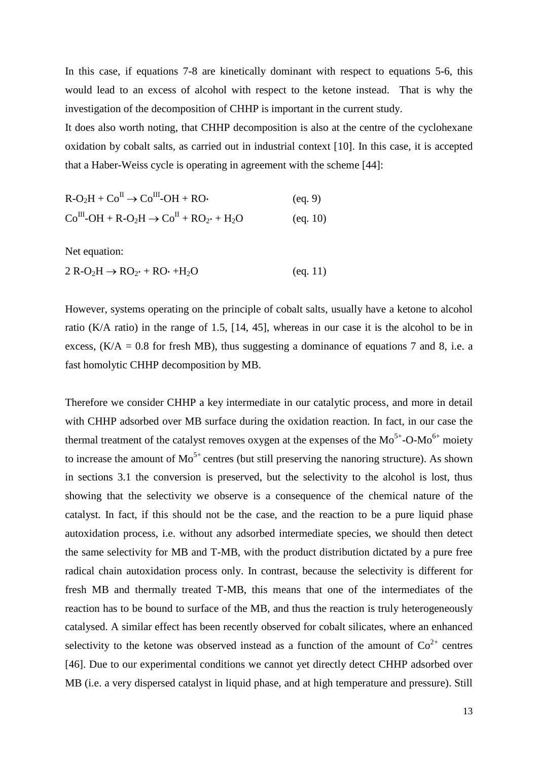In this case, if equations 7-8 are kinetically dominant with respect to equations 5-6, this would lead to an excess of alcohol with respect to the ketone instead. That is why the investigation of the decomposition of CHHP is important in the current study.

It does also worth noting, that CHHP decomposition is also at the centre of the cyclohexane oxidation by cobalt salts, as carried out in industrial context [10]. In this case, it is accepted that a Haber-Weiss cycle is operating in agreement with the scheme [44]:

$$R\text{-}O_2H + Co^{II} \rightarrow Co^{III}\text{-}OH + RO\cdot \qquad \text{(eq. 9)}$$

$$Co^{III}\text{-}OH + R\text{-}O_2H \rightarrow Co^{II} + RO_2\cdot + H_2O \qquad \text{(eq. 10)}$$

Net equation:

$$2\ R\text{-}O_2H \rightarrow RO_2\cdot + RO\cdot + H_2O \qquad \text{(eq. 11)}$$

However, systems operating on the principle of cobalt salts, usually have a ketone to alcohol ratio (K/A ratio) in the range of 1.5, [14, 45], whereas in our case it is the alcohol to be in excess, (K/A = 0.8 for fresh MB), thus suggesting a dominance of equations 7 and 8, i.e. a fast homolytic CHHP decomposition by MB.

Therefore we consider CHHP a key intermediate in our catalytic process, and more in detail with CHHP adsorbed over MB surface during the oxidation reaction. In fact, in our case the thermal treatment of the catalyst removes oxygen at the expenses of the $Mo^{5+}$-O-$Mo^{6+}$ moiety to increase the amount of $Mo^{5+}$ centres (but still preserving the nanoring structure). As shown in sections 3.1 the conversion is preserved, but the selectivity to the alcohol is lost, thus showing that the selectivity we observe is a consequence of the chemical nature of the catalyst. In fact, if this should not be the case, and the reaction to be a pure liquid phase autoxidation process, i.e. without any adsorbed intermediate species, we should then detect the same selectivity for MB and T-MB, with the product distribution dictated by a pure free radical chain autoxidation process only. In contrast, because the selectivity is different for fresh MB and thermally treated T-MB, this means that one of the intermediates of the reaction has to be bound to surface of the MB, and thus the reaction is truly heterogeneously catalysed. A similar effect has been recently observed for cobalt silicates, where an enhanced selectivity to the ketone was observed instead as a function of the amount of $Co^{2+}$ centres [46]. Due to our experimental conditions we cannot yet directly detect CHHP adsorbed over MB (i.e. a very dispersed catalyst in liquid phase, and at high temperature and pressure). Still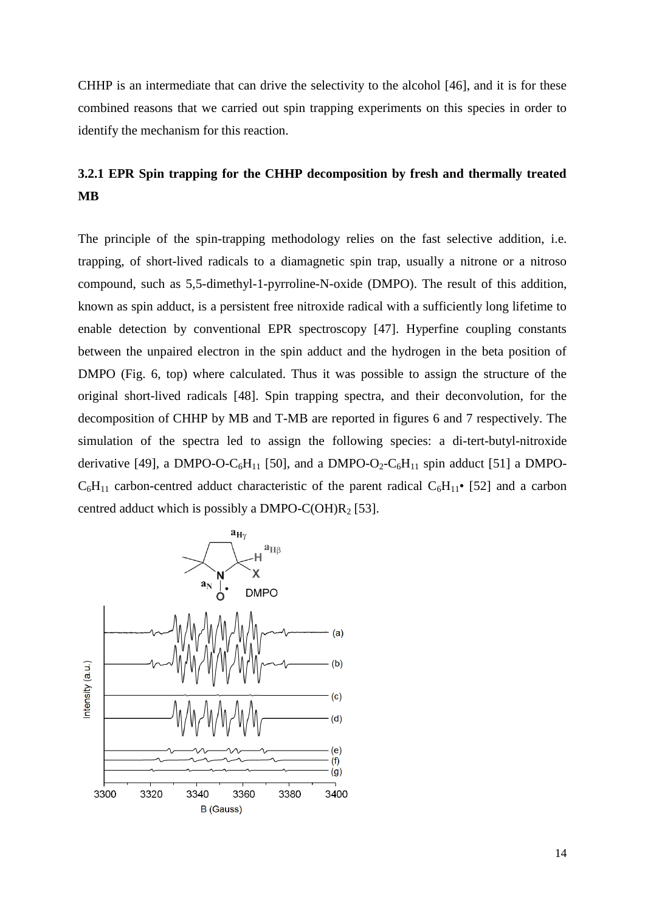CHHP is an intermediate that can drive the selectivity to the alcohol [46], and it is for these combined reasons that we carried out spin trapping experiments on this species in order to identify the mechanism for this reaction.

### 3.2.1 EPR Spin trapping for the CHHP decomposition by fresh and thermally treated MB

The principle of the spin-trapping methodology relies on the fast selective addition, i.e. trapping, of short-lived radicals to a diamagnetic spin trap, usually a nitrone or a nitroso compound, such as 5,5-dimethyl-1-pyrroline-N-oxide (DMPO). The result of this addition, known as spin adduct, is a persistent free nitroxide radical with a sufficiently long lifetime to enable detection by conventional EPR spectroscopy [47]. Hyperfine coupling constants between the unpaired electron in the spin adduct and the hydrogen in the beta position of DMPO (Fig. 6, top) where calculated. Thus it was possible to assign the structure of the original short-lived radicals [48]. Spin trapping spectra, and their deconvolution, for the decomposition of CHHP by MB and T-MB are reported in figures 6 and 7 respectively. The simulation of the spectra led to assign the following species: a di-tert-butyl-nitroxide derivative [49], a DMPO-O-$C_6H_{11}$ [50], and a DMPO-$O_2$-$C_6H_{11}$ spin adduct [51] a DMPO-$C_6H_{11}$ carbon-centred adduct characteristic of the parent radical $C_6H_{11}$• [52] and a carbon centred adduct which is possibly a DMPO-C(OH)$R_2$ [53].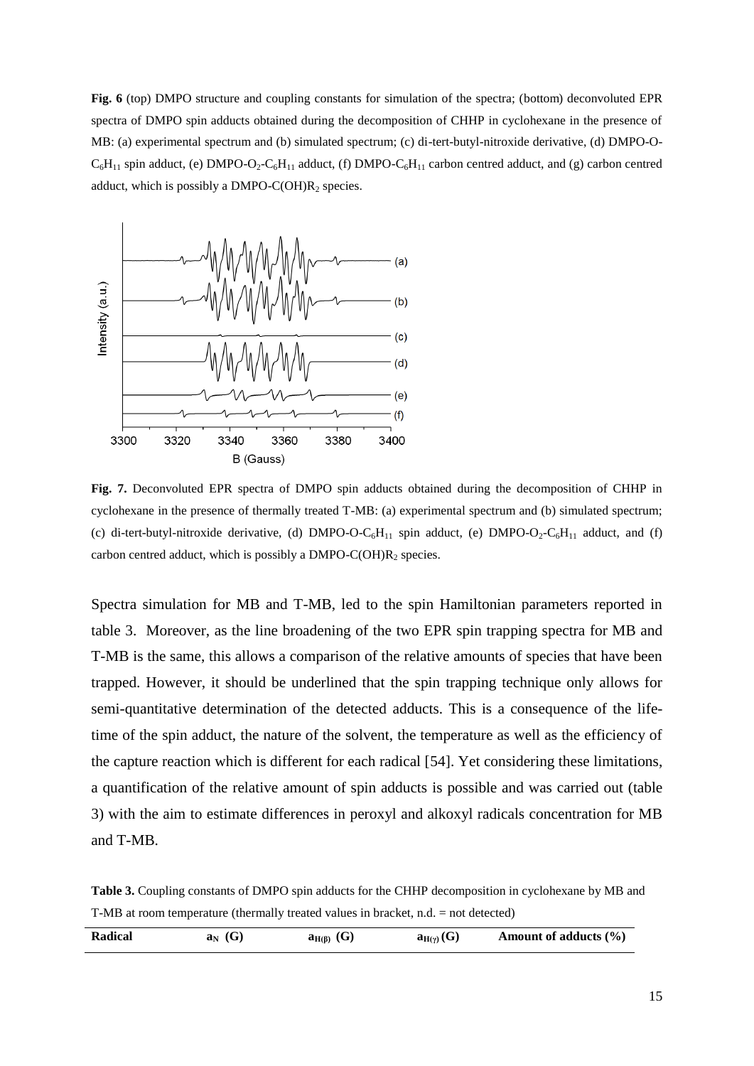**Fig. 6** (top) DMPO structure and coupling constants for simulation of the spectra; (bottom) deconvoluted EPR spectra of DMPO spin adducts obtained during the decomposition of CHHP in cyclohexane in the presence of MB: (a) experimental spectrum and (b) simulated spectrum; (c) di-tert-butyl-nitroxide derivative, (d) DMPO-O-$C_6H_{11}$ spin adduct, (e) DMPO-$O_2$-$C_6H_{11}$ adduct, (f) DMPO-$C_6H_{11}$ carbon centred adduct, and (g) carbon centred adduct, which is possibly a DMPO-C(OH)$R_2$ species.

**Fig. 7.** Deconvoluted EPR spectra of DMPO spin adducts obtained during the decomposition of CHHP in cyclohexane in the presence of thermally treated T-MB: (a) experimental spectrum and (b) simulated spectrum; (c) di-tert-butyl-nitroxide derivative, (d) DMPO-O-$C_6H_{11}$ spin adduct, (e) DMPO-$O_2$-$C_6H_{11}$ adduct, and (f) carbon centred adduct, which is possibly a DMPO-C(OH)$R_2$ species.

Spectra simulation for MB and T-MB, led to the spin Hamiltonian parameters reported in table 3. Moreover, as the line broadening of the two EPR spin trapping spectra for MB and T-MB is the same, this allows a comparison of the relative amounts of species that have been trapped. However, it should be underlined that the spin trapping technique only allows for semi-quantitative determination of the detected adducts. This is a consequence of the life-time of the spin adduct, the nature of the solvent, the temperature as well as the efficiency of the capture reaction which is different for each radical [54]. Yet considering these limitations, a quantification of the relative amount of spin adducts is possible and was carried out (table 3) with the aim to estimate differences in peroxyl and alkoxyl radicals concentration for MB and T-MB.

**Table 3.** Coupling constants of DMPO spin adducts for the CHHP decomposition in cyclohexane by MB and T-MB at room temperature (thermally treated values in bracket, n.d. = not detected)

| Radical | $a_N$ (G) | $a_{H(\beta)}$ (G) | $a_{H(\gamma)}$ (G) | Amount of adducts (%) |
|---|---|---|---|---|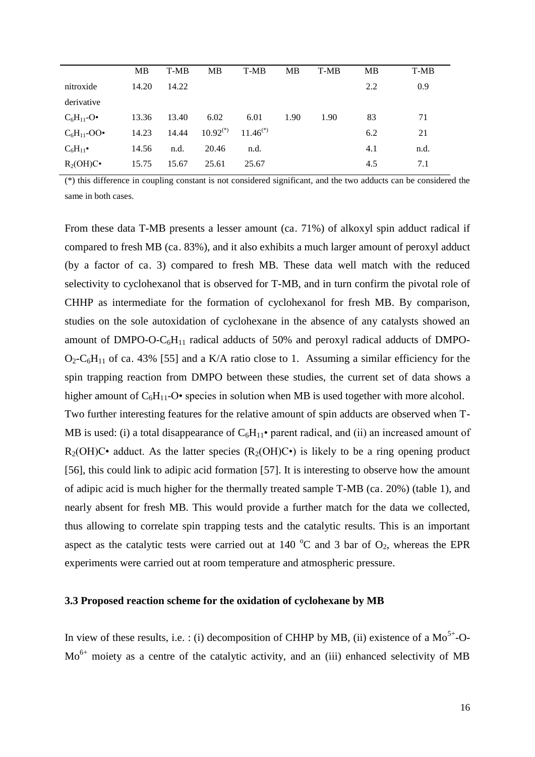| | MB | T-MB | MB | T-MB | MB | T-MB | MB | T-MB |
|---|---|---|---|---|---|---|---|---|
| nitroxide derivative | 14.20 | 14.22 | | | | | 2.2 | 0.9 |
| $C_6H_{11}$-O• | 13.36 | 13.40 | 6.02 | 6.01 | 1.90 | 1.90 | 83 | 71 |
| $C_6H_{11}$-OO• | 14.23 | 14.44 | $10.92^{(*)}$ | $11.46^{(*)}$ | | | 6.2 | 21 |
| $C_6H_{11}$• | 14.56 | n.d. | 20.46 | n.d. | | | 4.1 | n.d. |
| $R_2$(OH)C• | 15.75 | 15.67 | 25.61 | 25.67 | | | 4.5 | 7.1 |

(*) this difference in coupling constant is not considered significant, and the two adducts can be considered the same in both cases.

From these data T-MB presents a lesser amount (ca. 71%) of alkoxyl spin adduct radical if compared to fresh MB (ca. 83%), and it also exhibits a much larger amount of peroxyl adduct (by a factor of ca. 3) compared to fresh MB. These data well match with the reduced selectivity to cyclohexanol that is observed for T-MB, and in turn confirm the pivotal role of CHHP as intermediate for the formation of cyclohexanol for fresh MB. By comparison, studies on the sole autoxidation of cyclohexane in the absence of any catalysts showed an amount of DMPO-O-$C_6H_{11}$ radical adducts of 50% and peroxyl radical adducts of DMPO-$O_2$-$C_6H_{11}$ of ca. 43% [55] and a K/A ratio close to 1. Assuming a similar efficiency for the spin trapping reaction from DMPO between these studies, the current set of data shows a higher amount of $C_6H_{11}$-O• species in solution when MB is used together with more alcohol.

Two further interesting features for the relative amount of spin adducts are observed when T-MB is used: (i) a total disappearance of $C_6H_{11}$• parent radical, and (ii) an increased amount of $R_2$(OH)C• adduct. As the latter species ($R_2$(OH)C•) is likely to be a ring opening product [56], this could link to adipic acid formation [57]. It is interesting to observe how the amount of adipic acid is much higher for the thermally treated sample T-MB (ca. 20%) (table 1), and nearly absent for fresh MB. This would provide a further match for the data we collected, thus allowing to correlate spin trapping tests and the catalytic results. This is an important aspect as the catalytic tests were carried out at 140 $^{o}$C and 3 bar of $O_2$, whereas the EPR experiments were carried out at room temperature and atmospheric pressure.

### 3.3 Proposed reaction scheme for the oxidation of cyclohexane by MB

In view of these results, i.e. : (i) decomposition of CHHP by MB, (ii) existence of a $Mo^{5+}$-O-$Mo^{6+}$ moiety as a centre of the catalytic activity, and an (iii) enhanced selectivity of MB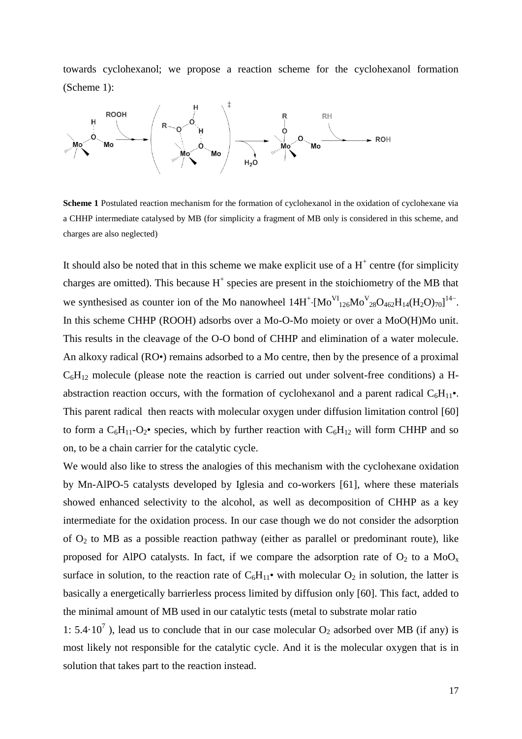towards cyclohexanol; we propose a reaction scheme for the cyclohexanol formation (Scheme 1):

**Scheme 1** Postulated reaction mechanism for the formation of cyclohexanol in the oxidation of cyclohexane via a CHHP intermediate catalysed by MB (for simplicity a fragment of MB only is considered in this scheme, and charges are also neglected)

It should also be noted that in this scheme we make explicit use of a $H^+$ centre (for simplicity charges are omitted). This because $H^+$ species are present in the stoichiometry of the MB that we synthesised as counter ion of the Mo nanowheel $14H^+ \cdot [Mo^{VI}_{126}Mo^{V}_{28}O_{462}H_{14}(H_2O)_{70}]^{14-}$. In this scheme CHHP (ROOH) adsorbs over a Mo-O-Mo moiety or over a MoO(H)Mo unit. This results in the cleavage of the O-O bond of CHHP and elimination of a water molecule. An alkoxy radical (RO•) remains adsorbed to a Mo centre, then by the presence of a proximal $C_6H_{12}$ molecule (please note the reaction is carried out under solvent-free conditions) a H-abstraction reaction occurs, with the formation of cyclohexanol and a parent radical $C_6H_{11}$•. This parent radical then reacts with molecular oxygen under diffusion limitation control [60] to form a $C_6H_{11}$-$O_2$• species, which by further reaction with $C_6H_{12}$ will form CHHP and so on, to be a chain carrier for the catalytic cycle.

We would also like to stress the analogies of this mechanism with the cyclohexane oxidation by Mn-AlPO-5 catalysts developed by Iglesia and co-workers [61], where these materials showed enhanced selectivity to the alcohol, as well as decomposition of CHHP as a key intermediate for the oxidation process. In our case though we do not consider the adsorption of $O_2$ to MB as a possible reaction pathway (either as parallel or predominant route), like proposed for AlPO catalysts. In fact, if we compare the adsorption rate of $O_2$ to a $MoO_x$ surface in solution, to the reaction rate of $C_6H_{11}$• with molecular $O_2$ in solution, the latter is basically a energetically barrierless process limited by diffusion only [60]. This fact, added to the minimal amount of MB used in our catalytic tests (metal to substrate molar ratio 1: $5.4 \cdot 10^7$ ), lead us to conclude that in our case molecular $O_2$ adsorbed over MB (if any) is most likely not responsible for the catalytic cycle. And it is the molecular oxygen that is in solution that takes part to the reaction instead.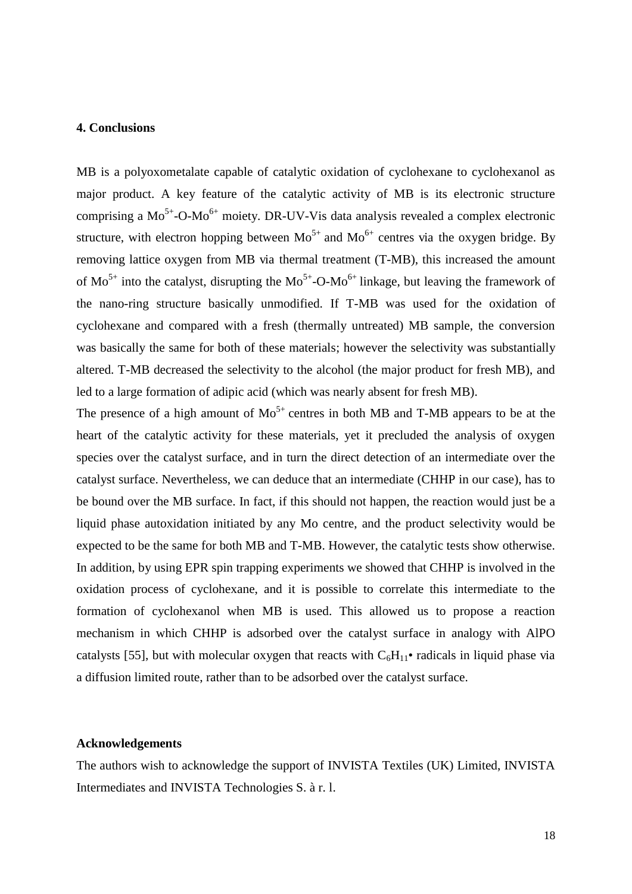## 4. Conclusions

MB is a polyoxometalate capable of catalytic oxidation of cyclohexane to cyclohexanol as major product. A key feature of the catalytic activity of MB is its electronic structure comprising a $Mo^{5+}$-O-$Mo^{6+}$ moiety. DR-UV-Vis data analysis revealed a complex electronic structure, with electron hopping between $Mo^{5+}$ and $Mo^{6+}$ centres via the oxygen bridge. By removing lattice oxygen from MB via thermal treatment (T-MB), this increased the amount of $Mo^{5+}$ into the catalyst, disrupting the $Mo^{5+}$-O-$Mo^{6+}$ linkage, but leaving the framework of the nano-ring structure basically unmodified. If T-MB was used for the oxidation of cyclohexane and compared with a fresh (thermally untreated) MB sample, the conversion was basically the same for both of these materials; however the selectivity was substantially altered. T-MB decreased the selectivity to the alcohol (the major product for fresh MB), and led to a large formation of adipic acid (which was nearly absent for fresh MB).

The presence of a high amount of $Mo^{5+}$ centres in both MB and T-MB appears to be at the heart of the catalytic activity for these materials, yet it precluded the analysis of oxygen species over the catalyst surface, and in turn the direct detection of an intermediate over the catalyst surface. Nevertheless, we can deduce that an intermediate (CHHP in our case), has to be bound over the MB surface. In fact, if this should not happen, the reaction would just be a liquid phase autoxidation initiated by any Mo centre, and the product selectivity would be expected to be the same for both MB and T-MB. However, the catalytic tests show otherwise. In addition, by using EPR spin trapping experiments we showed that CHHP is involved in the oxidation process of cyclohexane, and it is possible to correlate this intermediate to the formation of cyclohexanol when MB is used. This allowed us to propose a reaction mechanism in which CHHP is adsorbed over the catalyst surface in analogy with AlPO catalysts [55], but with molecular oxygen that reacts with $C_6H_{11}\bullet$ radicals in liquid phase via a diffusion limited route, rather than to be adsorbed over the catalyst surface.

## Acknowledgements

The authors wish to acknowledge the support of INVISTA Textiles (UK) Limited, INVISTA Intermediates and INVISTA Technologies S. à r. l.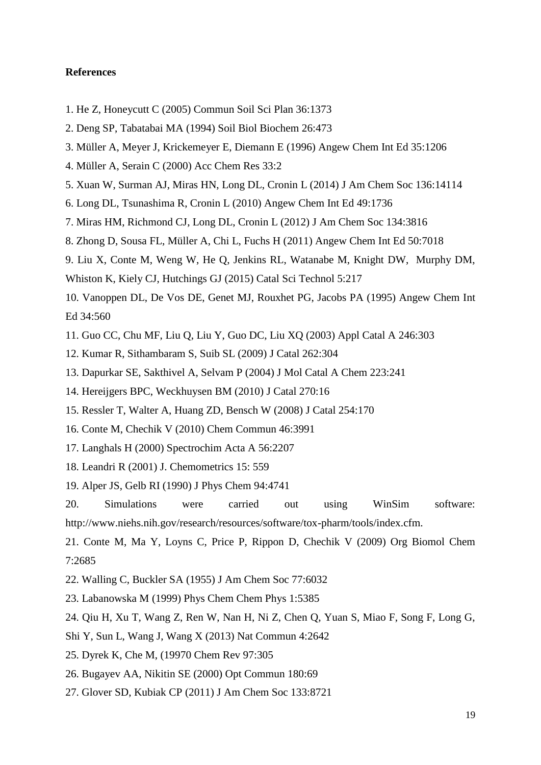**References**

1. He Z, Honeycutt C (2005) Commun Soil Sci Plan 36:1373
2. Deng SP, Tabatabai MA (1994) Soil Biol Biochem 26:473
3. Müller A, Meyer J, Krickemeyer E, Diemann E (1996) Angew Chem Int Ed 35:1206
4. Müller A, Serain C (2000) Acc Chem Res 33:2
5. Xuan W, Surman AJ, Miras HN, Long DL, Cronin L (2014) J Am Chem Soc 136:14114
6. Long DL, Tsunashima R, Cronin L (2010) Angew Chem Int Ed 49:1736
7. Miras HM, Richmond CJ, Long DL, Cronin L (2012) J Am Chem Soc 134:3816
8. Zhong D, Sousa FL, Müller A, Chi L, Fuchs H (2011) Angew Chem Int Ed 50:7018
9. Liu X, Conte M, Weng W, He Q, Jenkins RL, Watanabe M, Knight DW, Murphy DM, Whiston K, Kiely CJ, Hutchings GJ (2015) Catal Sci Technol 5:217
10. Vanoppen DL, De Vos DE, Genet MJ, Rouxhet PG, Jacobs PA (1995) Angew Chem Int Ed 34:560
11. Guo CC, Chu MF, Liu Q, Liu Y, Guo DC, Liu XQ (2003) Appl Catal A 246:303
12. Kumar R, Sithambaram S, Suib SL (2009) J Catal 262:304
13. Dapurkar SE, Sakthivel A, Selvam P (2004) J Mol Catal A Chem 223:241
14. Hereijgers BPC, Weckhuysen BM (2010) J Catal 270:16
15. Ressler T, Walter A, Huang ZD, Bensch W (2008) J Catal 254:170
16. Conte M, Chechik V (2010) Chem Commun 46:3991
17. Langhals H (2000) Spectrochim Acta A 56:2207
18. Leandri R (2001) J. Chemometrics 15: 559
19. Alper JS, Gelb RI (1990) J Phys Chem 94:4741
20. Simulations were carried out using WinSim software: http://www.niehs.nih.gov/research/resources/software/tox-pharm/tools/index.cfm.
21. Conte M, Ma Y, Loyns C, Price P, Rippon D, Chechik V (2009) Org Biomol Chem 7:2685
22. Walling C, Buckler SA (1955) J Am Chem Soc 77:6032
23. Labanowska M (1999) Phys Chem Chem Phys 1:5385
24. Qiu H, Xu T, Wang Z, Ren W, Nan H, Ni Z, Chen Q, Yuan S, Miao F, Song F, Long G, Shi Y, Sun L, Wang J, Wang X (2013) Nat Commun 4:2642
25. Dyrek K, Che M, (19970 Chem Rev 97:305
26. Bugayev AA, Nikitin SE (2000) Opt Commun 180:69
27. Glover SD, Kubiak CP (2011) J Am Chem Soc 133:8721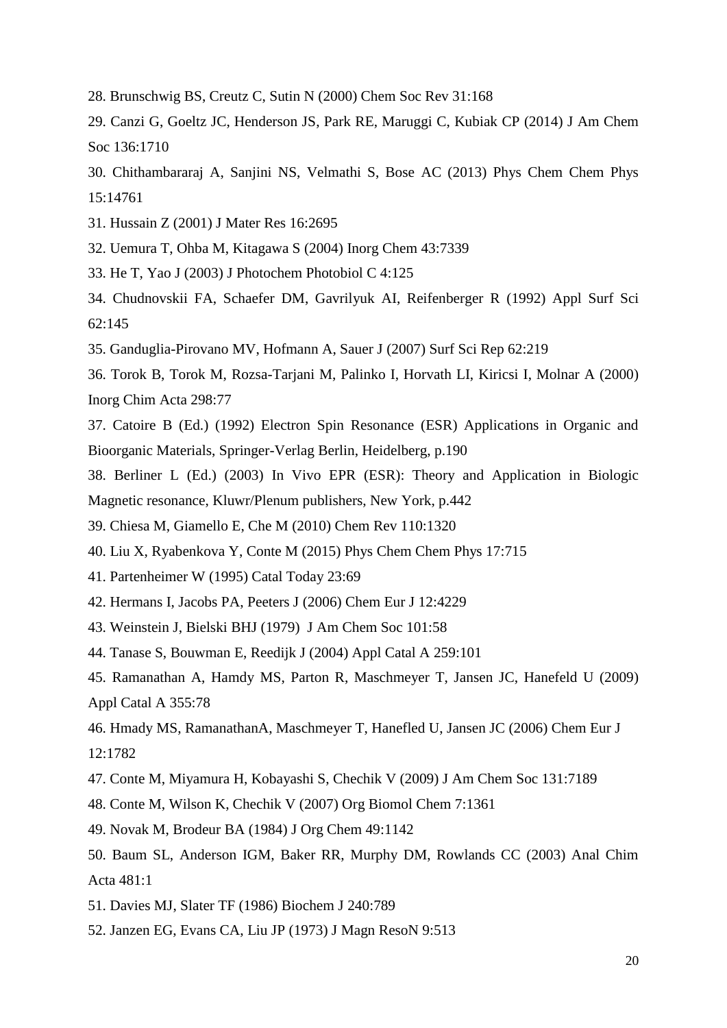28. Brunschwig BS, Creutz C, Sutin N (2000) Chem Soc Rev 31:168

29. Canzi G, Goeltz JC, Henderson JS, Park RE, Maruggi C, Kubiak CP (2014) J Am Chem Soc 136:1710

30. Chithambararaj A, Sanjini NS, Velmathi S, Bose AC (2013) Phys Chem Chem Phys 15:14761

31. Hussain Z (2001) J Mater Res 16:2695

32. Uemura T, Ohba M, Kitagawa S (2004) Inorg Chem 43:7339

33. He T, Yao J (2003) J Photochem Photobiol C 4:125

34. Chudnovskii FA, Schaefer DM, Gavrilyuk AI, Reifenberger R (1992) Appl Surf Sci 62:145

35. Ganduglia-Pirovano MV, Hofmann A, Sauer J (2007) Surf Sci Rep 62:219

36. Torok B, Torok M, Rozsa-Tarjani M, Palinko I, Horvath LI, Kiricsi I, Molnar A (2000) Inorg Chim Acta 298:77

37. Catoire B (Ed.) (1992) Electron Spin Resonance (ESR) Applications in Organic and Bioorganic Materials, Springer-Verlag Berlin, Heidelberg, p.190

38. Berliner L (Ed.) (2003) In Vivo EPR (ESR): Theory and Application in Biologic Magnetic resonance, Kluwr/Plenum publishers, New York, p.442

39. Chiesa M, Giamello E, Che M (2010) Chem Rev 110:1320

40. Liu X, Ryabenkova Y, Conte M (2015) Phys Chem Chem Phys 17:715

41. Partenheimer W (1995) Catal Today 23:69

42. Hermans I, Jacobs PA, Peeters J (2006) Chem Eur J 12:4229

43. Weinstein J, Bielski BHJ (1979) J Am Chem Soc 101:58

44. Tanase S, Bouwman E, Reedijk J (2004) Appl Catal A 259:101

45. Ramanathan A, Hamdy MS, Parton R, Maschmeyer T, Jansen JC, Hanefeld U (2009) Appl Catal A 355:78

46. Hmady MS, RamanathanA, Maschmeyer T, Hanefled U, Jansen JC (2006) Chem Eur J 12:1782

47. Conte M, Miyamura H, Kobayashi S, Chechik V (2009) J Am Chem Soc 131:7189

48. Conte M, Wilson K, Chechik V (2007) Org Biomol Chem 7:1361

49. Novak M, Brodeur BA (1984) J Org Chem 49:1142

50. Baum SL, Anderson IGM, Baker RR, Murphy DM, Rowlands CC (2003) Anal Chim Acta 481:1

51. Davies MJ, Slater TF (1986) Biochem J 240:789

52. Janzen EG, Evans CA, Liu JP (1973) J Magn ResoN 9:513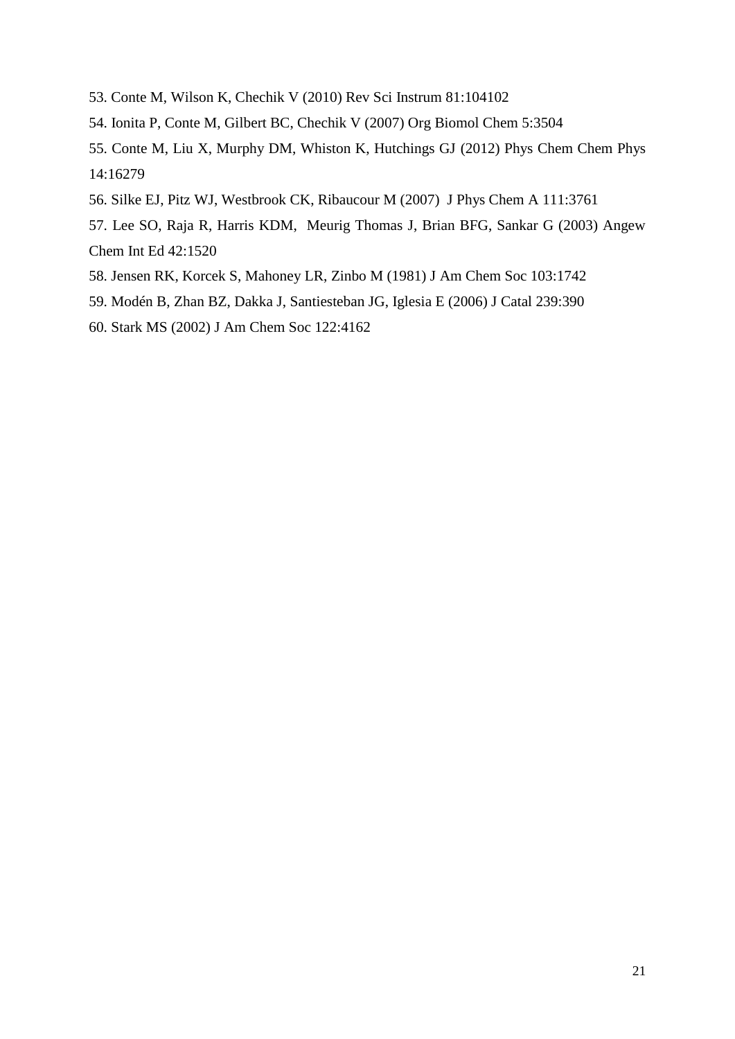53. Conte M, Wilson K, Chechik V (2010) Rev Sci Instrum 81:104102

54. Ionita P, Conte M, Gilbert BC, Chechik V (2007) Org Biomol Chem 5:3504

55. Conte M, Liu X, Murphy DM, Whiston K, Hutchings GJ (2012) Phys Chem Chem Phys 14:16279

56. Silke EJ, Pitz WJ, Westbrook CK, Ribaucour M (2007) J Phys Chem A 111:3761

57. Lee SO, Raja R, Harris KDM, Meurig Thomas J, Brian BFG, Sankar G (2003) Angew Chem Int Ed 42:1520

58. Jensen RK, Korcek S, Mahoney LR, Zinbo M (1981) J Am Chem Soc 103:1742

59. Modén B, Zhan BZ, Dakka J, Santiesteban JG, Iglesia E (2006) J Catal 239:390

60. Stark MS (2002) J Am Chem Soc 122:4162